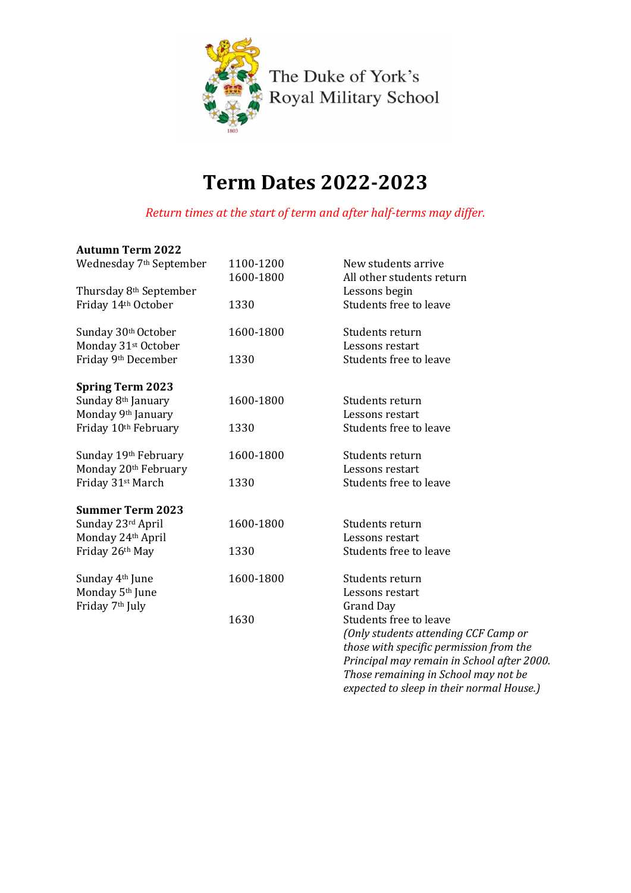The Duke of York's Royal Military School

# Term Dates 2022-2023

*Return times at the start of term and after half-terms may differ.*

| **Autumn Term 2022** | | |
|---|---|---|
| Wednesday 7th September | 1100-1200 | New students arrive |
| | 1600-1800 | All other students return |
| Thursday 8th September | | Lessons begin |
| Friday 14th October | 1330 | Students free to leave |
| | | |
| Sunday 30th October | 1600-1800 | Students return |
| Monday 31st October | | Lessons restart |
| Friday 9th December | 1330 | Students free to leave |
| | | |
| **Spring Term 2023** | | |
| Sunday 8th January | 1600-1800 | Students return |
| Monday 9th January | | Lessons restart |
| Friday 10th February | 1330 | Students free to leave |
| | | |
| Sunday 19th February | 1600-1800 | Students return |
| Monday 20th February | | Lessons restart |
| Friday 31st March | 1330 | Students free to leave |
| | | |
| **Summer Term 2023** | | |
| Sunday 23rd April | 1600-1800 | Students return |
| Monday 24th April | | Lessons restart |
| Friday 26th May | 1330 | Students free to leave |
| | | |
| Sunday 4th June | 1600-1800 | Students return |
| Monday 5th June | | Lessons restart |
| Friday 7th July | | Grand Day |
| | 1630 | Students free to leave *(Only students attending CCF Camp or those with specific permission from the Principal may remain in School after 2000. Those remaining in School may not be expected to sleep in their normal House.)* |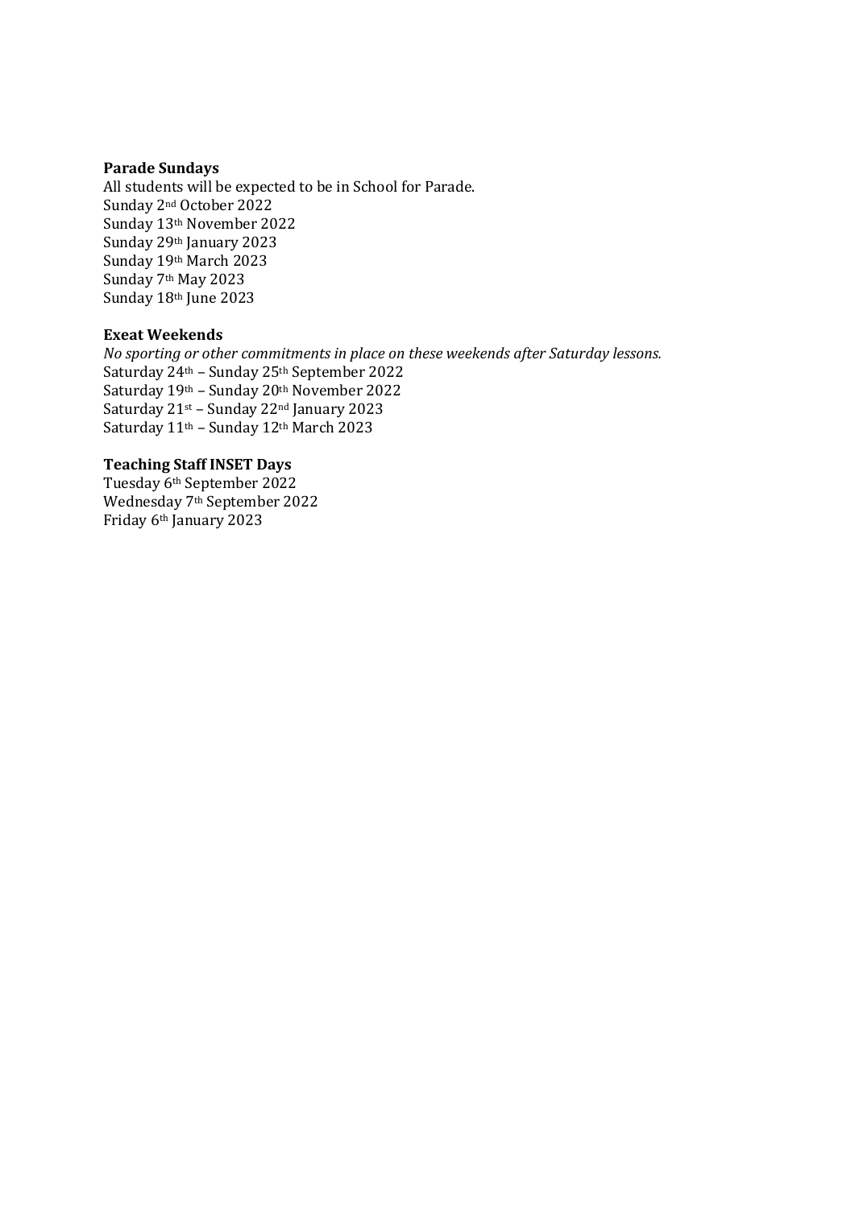**Parade Sundays**

All students will be expected to be in School for Parade.
Sunday 2nd October 2022
Sunday 13th November 2022
Sunday 29th January 2023
Sunday 19th March 2023
Sunday 7th May 2023
Sunday 18th June 2023

**Exeat Weekends**

*No sporting or other commitments in place on these weekends after Saturday lessons.*
Saturday 24th – Sunday 25th September 2022
Saturday 19th – Sunday 20th November 2022
Saturday 21st – Sunday 22nd January 2023
Saturday 11th – Sunday 12th March 2023

**Teaching Staff INSET Days**

Tuesday 6th September 2022
Wednesday 7th September 2022
Friday 6th January 2023